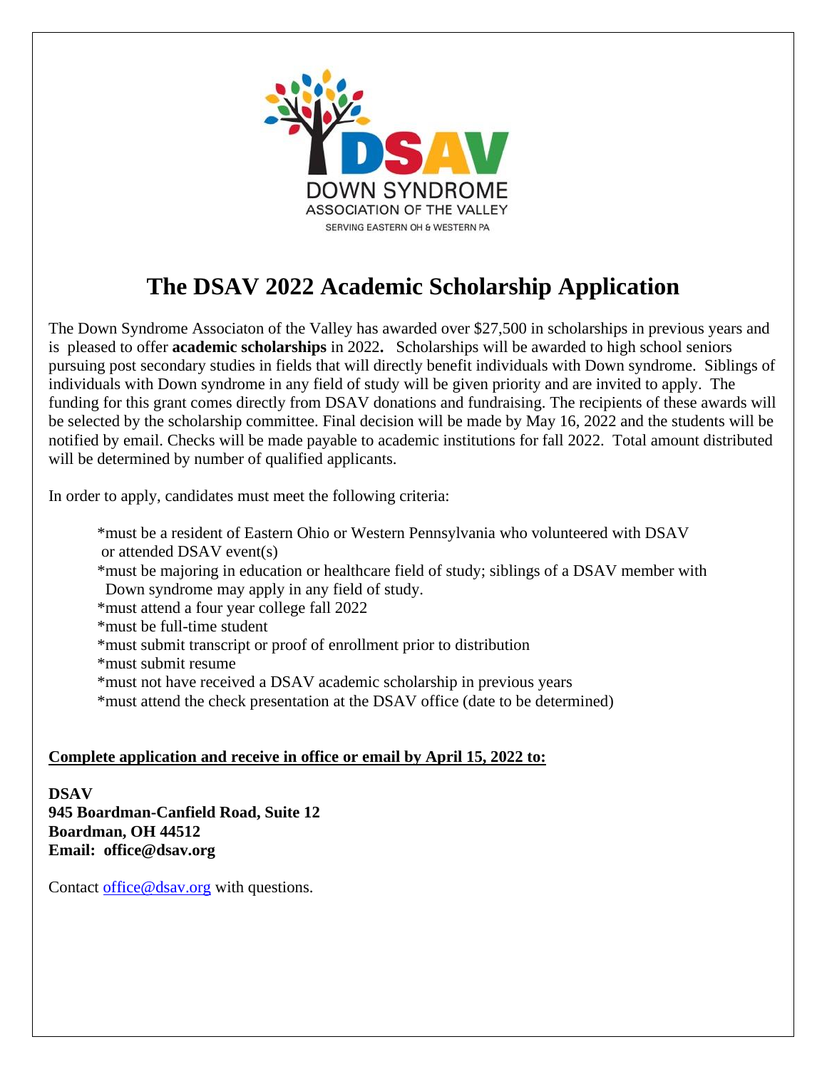DSAV

DOWN SYNDROME
ASSOCIATION OF THE VALLEY
SERVING EASTERN OH & WESTERN PA

# The DSAV 2022 Academic Scholarship Application

The Down Syndrome Associaton of the Valley has awarded over $27,500 in scholarships in previous years and is pleased to offer **academic scholarships** in 2022**.** Scholarships will be awarded to high school seniors pursuing post secondary studies in fields that will directly benefit individuals with Down syndrome. Siblings of individuals with Down syndrome in any field of study will be given priority and are invited to apply. The funding for this grant comes directly from DSAV donations and fundraising. The recipients of these awards will be selected by the scholarship committee. Final decision will be made by May 16, 2022 and the students will be notified by email. Checks will be made payable to academic institutions for fall 2022. Total amount distributed will be determined by number of qualified applicants.

In order to apply, candidates must meet the following criteria:

*must be a resident of Eastern Ohio or Western Pennsylvania who volunteered with DSAV or attended DSAV event(s)
*must be majoring in education or healthcare field of study; siblings of a DSAV member with Down syndrome may apply in any field of study.
*must attend a four year college fall 2022
*must be full-time student
*must submit transcript or proof of enrollment prior to distribution
*must submit resume
*must not have received a DSAV academic scholarship in previous years
*must attend the check presentation at the DSAV office (date to be determined)

**Complete application and receive in office or email by April 15, 2022 to:**

**DSAV**
**945 Boardman-Canfield Road, Suite 12**
**Boardman, OH 44512**
**Email: office@dsav.org**

Contact office@dsav.org with questions.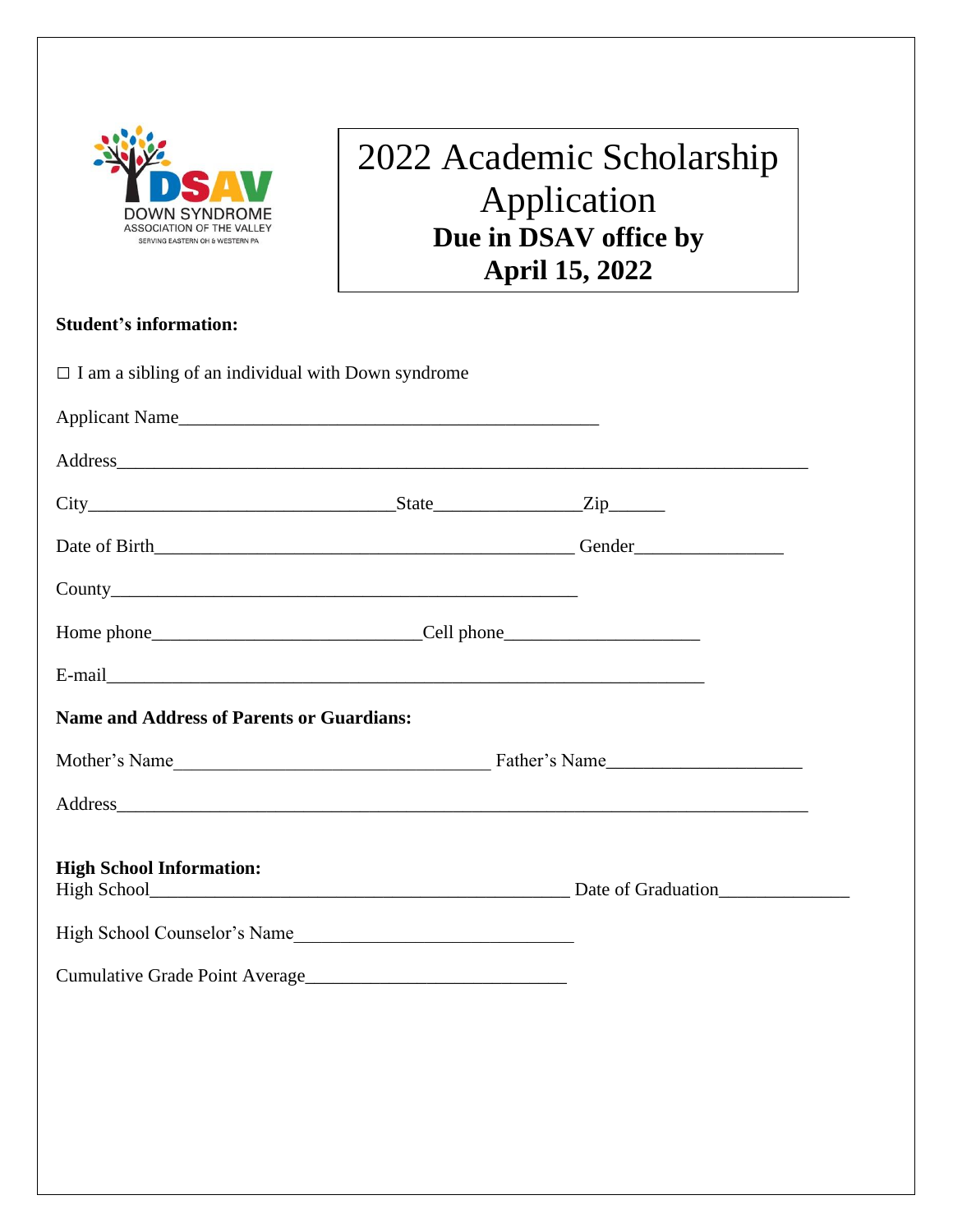DOWN SYNDROME ASSOCIATION OF THE VALLEY
SERVING EASTERN OH & WESTERN PA

# 2022 Academic Scholarship Application

**Due in DSAV office by April 15, 2022**

**Student's information:**

☐ I am a sibling of an individual with Down syndrome

Applicant Name_______________________________________________

Address_____________________________________________________________________________

City__________________________________State________________Zip______

Date of Birth_______________________________________________ Gender________________

County____________________________________________________

Home phone_____________________________Cell phone_____________________

E-mail_________________________________________________________________

**Name and Address of Parents or Guardians:**

Mother's Name___________________________________ Father's Name_____________________

Address_____________________________________________________________________________

**High School Information:**

High School______________________________________________ Date of Graduation______________

High School Counselor's Name______________________________

Cumulative Grade Point Average____________________________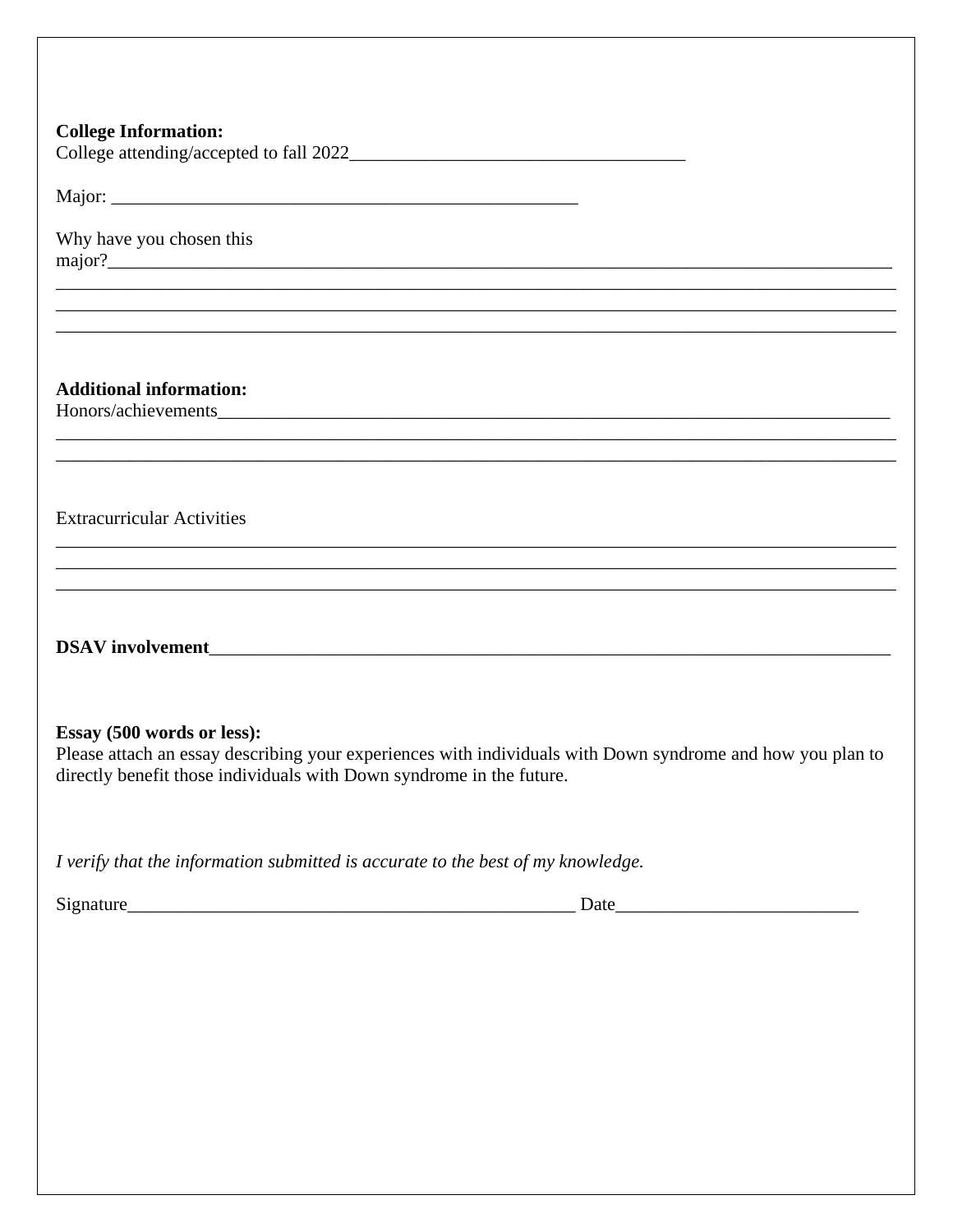**College Information:**

College attending/accepted to fall 2022___________________________________

Major: ___________________________________________________

Why have you chosen this major?___________________________________________________________________________________
___________________________________________________________________________________________
___________________________________________________________________________________________
___________________________________________________________________________________________

**Additional information:**

Honors/achievements_____________________________________________________________________
___________________________________________________________________________________________
___________________________________________________________________________________________

Extracurricular Activities

___________________________________________________________________________________________
___________________________________________________________________________________________
___________________________________________________________________________________________

**DSAV involvement**______________________________________________________________________

**Essay (500 words or less):**

Please attach an essay describing your experiences with individuals with Down syndrome and how you plan to directly benefit those individuals with Down syndrome in the future.

*I verify that the information submitted is accurate to the best of my knowledge.*

Signature______________________________________________ Date_________________________